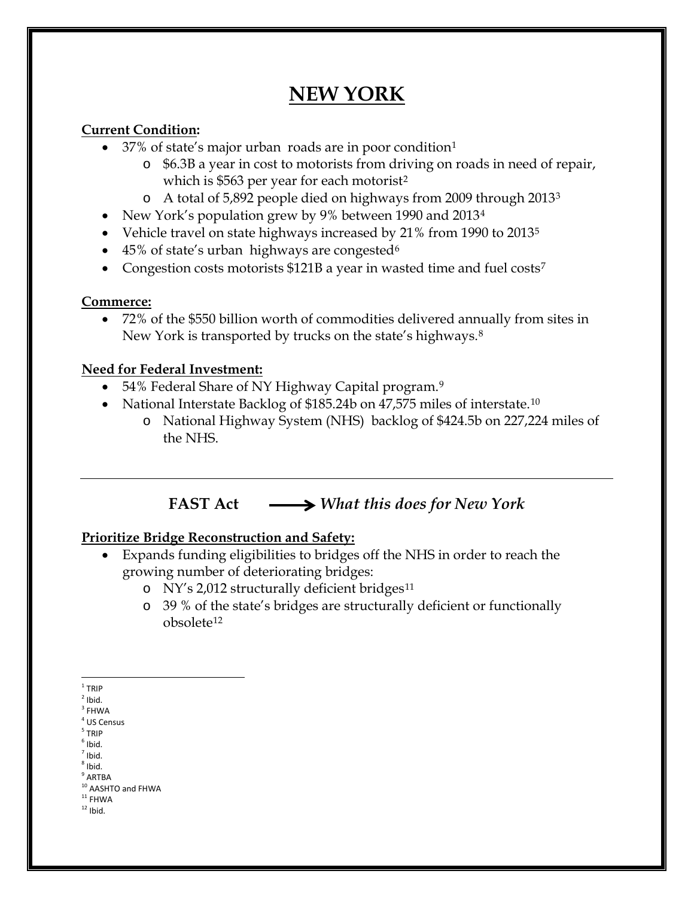# NEW YORK

**Current Condition:**

- 37% of state's major urban roads are in poor condition[1]
    - $6.3B a year in cost to motorists from driving on roads in need of repair, which is $563 per year for each motorist[2]
    - A total of 5,892 people died on highways from 2009 through 2013[3]
- New York's population grew by 9% between 1990 and 2013[4]
- Vehicle travel on state highways increased by 21% from 1990 to 2013[5]
- 45% of state's urban highways are congested[6]
- Congestion costs motorists $121B a year in wasted time and fuel costs[7]

**Commerce:**

- 72% of the $550 billion worth of commodities delivered annually from sites in New York is transported by trucks on the state's highways.[8]

**Need for Federal Investment:**

- 54% Federal Share of NY Highway Capital program.[9]
- National Interstate Backlog of $185.24b on 47,575 miles of interstate.[10]
    - National Highway System (NHS) backlog of $424.5b on 227,224 miles of the NHS.

---

## FAST Act ⟶ *What this does for New York*

**Prioritize Bridge Reconstruction and Safety:**

- Expands funding eligibilities to bridges off the NHS in order to reach the growing number of deteriorating bridges:
    - NY's 2,012 structurally deficient bridges[11]
    - 39 % of the state's bridges are structurally deficient or functionally obsolete[12]

---

[1] TRIP
[2] Ibid.
[3] FHWA
[4] US Census
[5] TRIP
[6] Ibid.
[7] Ibid.
[8] Ibid.
[9] ARTBA
[10] AASHTO and FHWA
[11] FHWA
[12] Ibid.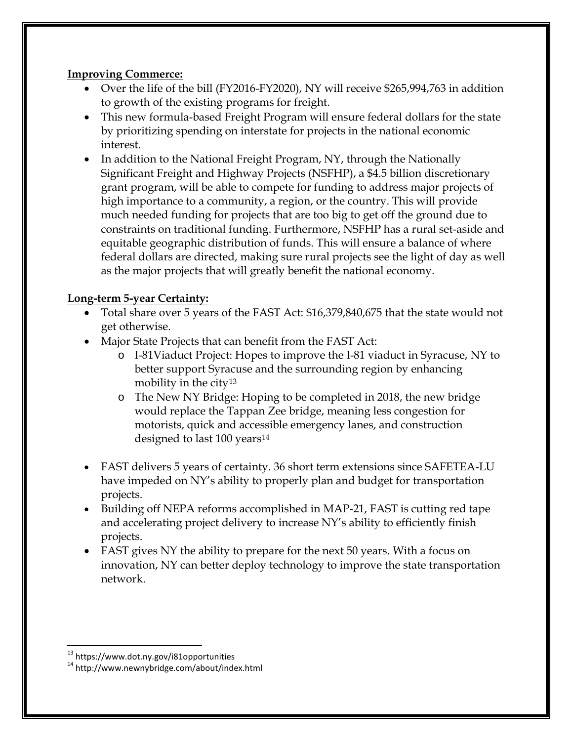**Improving Commerce:**

- Over the life of the bill (FY2016-FY2020), NY will receive $265,994,763 in addition to growth of the existing programs for freight.
- This new formula-based Freight Program will ensure federal dollars for the state by prioritizing spending on interstate for projects in the national economic interest.
- In addition to the National Freight Program, NY, through the Nationally Significant Freight and Highway Projects (NSFHP), a $4.5 billion discretionary grant program, will be able to compete for funding to address major projects of high importance to a community, a region, or the country. This will provide much needed funding for projects that are too big to get off the ground due to constraints on traditional funding. Furthermore, NSFHP has a rural set-aside and equitable geographic distribution of funds. This will ensure a balance of where federal dollars are directed, making sure rural projects see the light of day as well as the major projects that will greatly benefit the national economy.

**Long-term 5-year Certainty:**

- Total share over 5 years of the FAST Act: $16,379,840,675 that the state would not get otherwise.
- Major State Projects that can benefit from the FAST Act:
  - I-81Viaduct Project: Hopes to improve the I-81 viaduct in Syracuse, NY to better support Syracuse and the surrounding region by enhancing mobility in the city[13]
  - The New NY Bridge: Hoping to be completed in 2018, the new bridge would replace the Tappan Zee bridge, meaning less congestion for motorists, quick and accessible emergency lanes, and construction designed to last 100 years[14]
- FAST delivers 5 years of certainty. 36 short term extensions since SAFETEA-LU have impeded on NY's ability to properly plan and budget for transportation projects.
- Building off NEPA reforms accomplished in MAP-21, FAST is cutting red tape and accelerating project delivery to increase NY's ability to efficiently finish projects.
- FAST gives NY the ability to prepare for the next 50 years. With a focus on innovation, NY can better deploy technology to improve the state transportation network.

---

[13] https://www.dot.ny.gov/i81opportunities

[14] http://www.newnybridge.com/about/index.html